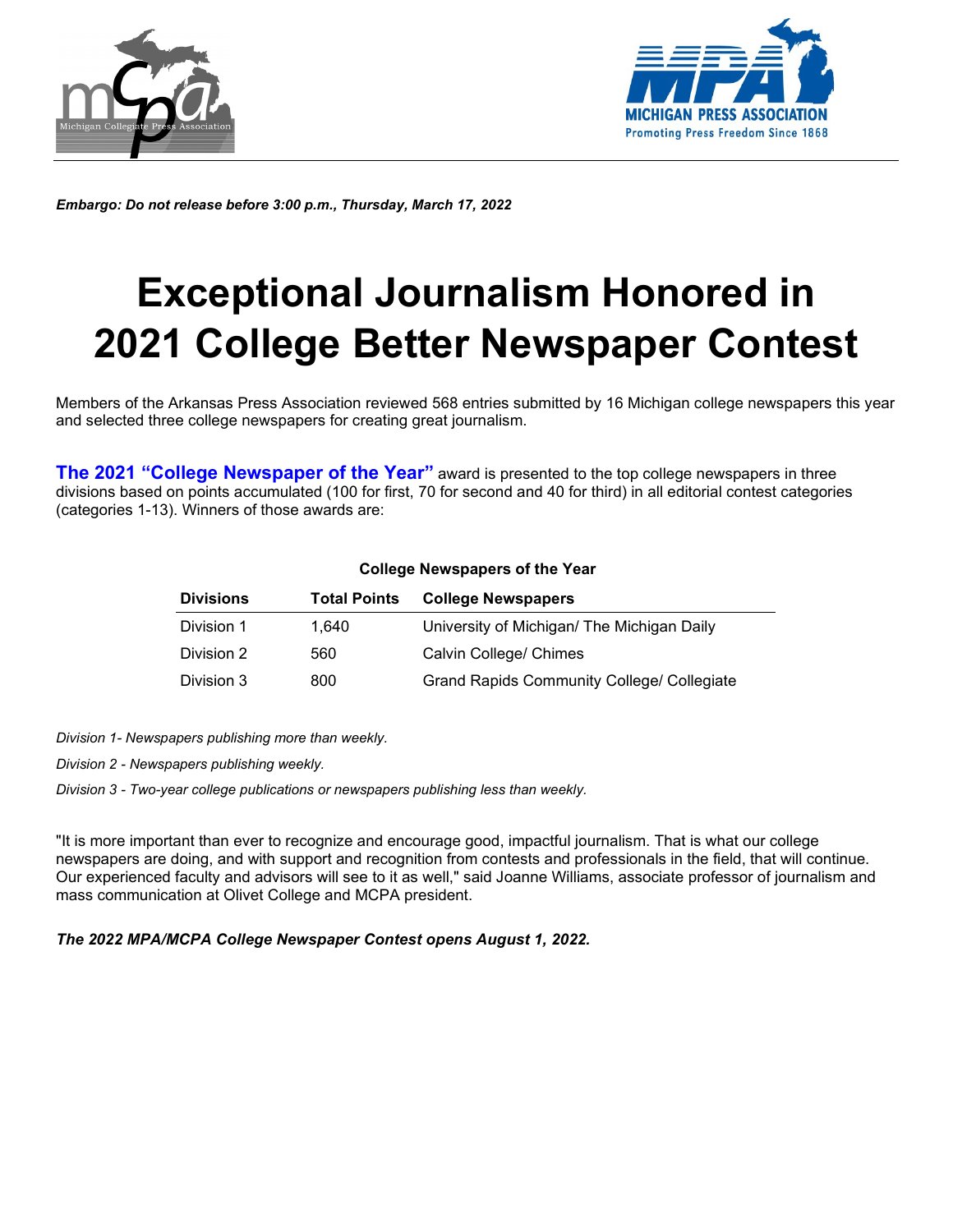*Embargo: Do not release before 3:00 p.m., Thursday, March 17, 2022*

# Exceptional Journalism Honored in 2021 College Better Newspaper Contest

Members of the Arkansas Press Association reviewed 568 entries submitted by 16 Michigan college newspapers this year and selected three college newspapers for creating great journalism.

**The 2021 "College Newspaper of the Year"** award is presented to the top college newspapers in three divisions based on points accumulated (100 for first, 70 for second and 40 for third) in all editorial contest categories (categories 1-13). Winners of those awards are:

**College Newspapers of the Year**

| Divisions | Total Points | College Newspapers |
|---|---|---|
| Division 1 | 1,640 | University of Michigan/ The Michigan Daily |
| Division 2 | 560 | Calvin College/ Chimes |
| Division 3 | 800 | Grand Rapids Community College/ Collegiate |

*Division 1- Newspapers publishing more than weekly.*

*Division 2 - Newspapers publishing weekly.*

*Division 3 - Two-year college publications or newspapers publishing less than weekly.*

"It is more important than ever to recognize and encourage good, impactful journalism. That is what our college newspapers are doing, and with support and recognition from contests and professionals in the field, that will continue. Our experienced faculty and advisors will see to it as well," said Joanne Williams, associate professor of journalism and mass communication at Olivet College and MCPA president.

***The 2022 MPA/MCPA College Newspaper Contest opens August 1, 2022.***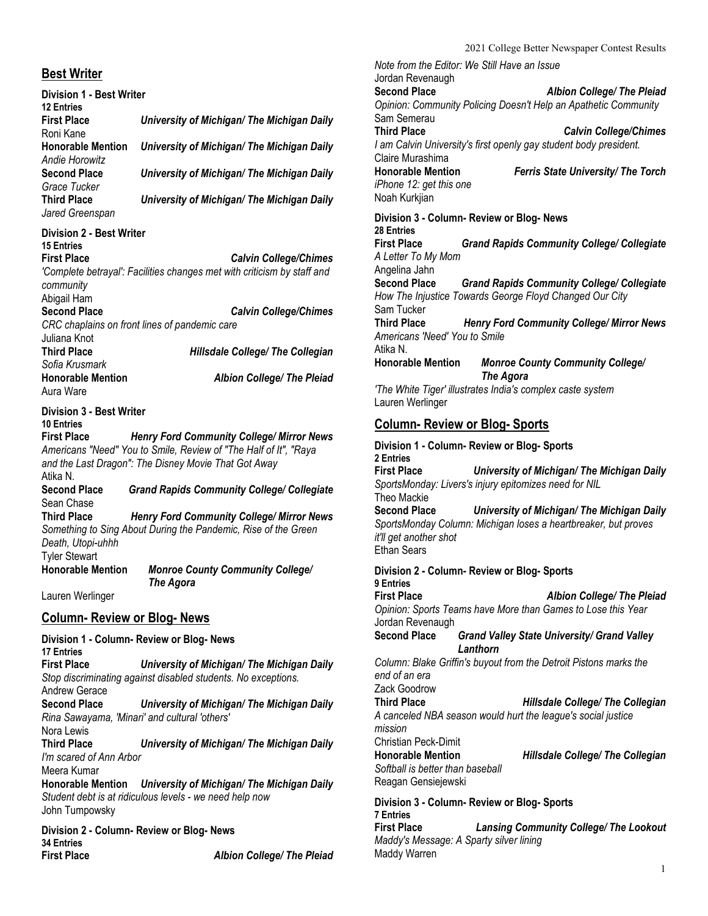## Best Writer

**Division 1 - Best Writer**
**12 Entries**

**First Place** ***University of Michigan/ The Michigan Daily***
Roni Kane
**Honorable Mention** ***University of Michigan/ The Michigan Daily***
*Andie Horowitz*
**Second Place** ***University of Michigan/ The Michigan Daily***
*Grace Tucker*
**Third Place** ***University of Michigan/ The Michigan Daily***
*Jared Greenspan*

**Division 2 - Best Writer**
**15 Entries**

**First Place** ***Calvin College/Chimes***
*'Complete betrayal': Facilities changes met with criticism by staff and community*
Abigail Ham
**Second Place** ***Calvin College/Chimes***
*CRC chaplains on front lines of pandemic care*
Juliana Knot
**Third Place** ***Hillsdale College/ The Collegian***
*Sofia Krusmark*
**Honorable Mention** ***Albion College/ The Pleiad***
Aura Ware

**Division 3 - Best Writer**
**10 Entries**

**First Place** ***Henry Ford Community College/ Mirror News***
*Americans "Need" You to Smile, Review of "The Half of It", "Raya and the Last Dragon": The Disney Movie That Got Away*
Atika N.
**Second Place** ***Grand Rapids Community College/ Collegiate***
Sean Chase
**Third Place** ***Henry Ford Community College/ Mirror News***
*Something to Sing About During the Pandemic, Rise of the Green Death, Utopi-uhhh*
Tyler Stewart
**Honorable Mention** ***Monroe County Community College/ The Agora***
Lauren Werlinger

## Column- Review or Blog- News

**Division 1 - Column- Review or Blog- News**
**17 Entries**

**First Place** ***University of Michigan/ The Michigan Daily***
*Stop discriminating against disabled students. No exceptions.*
Andrew Gerace
**Second Place** ***University of Michigan/ The Michigan Daily***
*Rina Sawayama, 'Minari' and cultural 'others'*
Nora Lewis
**Third Place** ***University of Michigan/ The Michigan Daily***
*I'm scared of Ann Arbor*
Meera Kumar
**Honorable Mention** ***University of Michigan/ The Michigan Daily***
*Student debt is at ridiculous levels - we need help now*
John Tumpowsky

**Division 2 - Column- Review or Blog- News**
**34 Entries**

**First Place** ***Albion College/ The Pleiad***
*Note from the Editor: We Still Have an Issue*
Jordan Revenaugh
**Second Place** ***Albion College/ The Pleiad***
*Opinion: Community Policing Doesn't Help an Apathetic Community*
Sam Semerau
**Third Place** ***Calvin College/Chimes***
*I am Calvin University's first openly gay student body president.*
Claire Murashima
**Honorable Mention** ***Ferris State University/ The Torch***
*iPhone 12: get this one*
Noah Kurkjian

**Division 3 - Column- Review or Blog- News**
**28 Entries**

**First Place** ***Grand Rapids Community College/ Collegiate***
*A Letter To My Mom*
Angelina Jahn
**Second Place** ***Grand Rapids Community College/ Collegiate***
*How The Injustice Towards George Floyd Changed Our City*
Sam Tucker
**Third Place** ***Henry Ford Community College/ Mirror News***
*Americans 'Need' You to Smile*
Atika N.
**Honorable Mention** ***Monroe County Community College/ The Agora***
*'The White Tiger' illustrates India's complex caste system*
Lauren Werlinger

## Column- Review or Blog- Sports

**Division 1 - Column- Review or Blog- Sports**
**2 Entries**

**First Place** ***University of Michigan/ The Michigan Daily***
*SportsMonday: Livers's injury epitomizes need for NIL*
Theo Mackie
**Second Place** ***University of Michigan/ The Michigan Daily***
*SportsMonday Column: Michigan loses a heartbreaker, but proves it'll get another shot*
Ethan Sears

**Division 2 - Column- Review or Blog- Sports**
**9 Entries**

**First Place** ***Albion College/ The Pleiad***
*Opinion: Sports Teams have More than Games to Lose this Year*
Jordan Revenaugh
**Second Place** ***Grand Valley State University/ Grand Valley Lanthorn***
*Column: Blake Griffin's buyout from the Detroit Pistons marks the end of an era*
Zack Goodrow
**Third Place** ***Hillsdale College/ The Collegian***
*A canceled NBA season would hurt the league's social justice mission*
Christian Peck-Dimit
**Honorable Mention** ***Hillsdale College/ The Collegian***
*Softball is better than baseball*
Reagan Gensiejewski

**Division 3 - Column- Review or Blog- Sports**
**7 Entries**

**First Place** ***Lansing Community College/ The Lookout***
*Maddy's Message: A Sparty silver lining*
Maddy Warren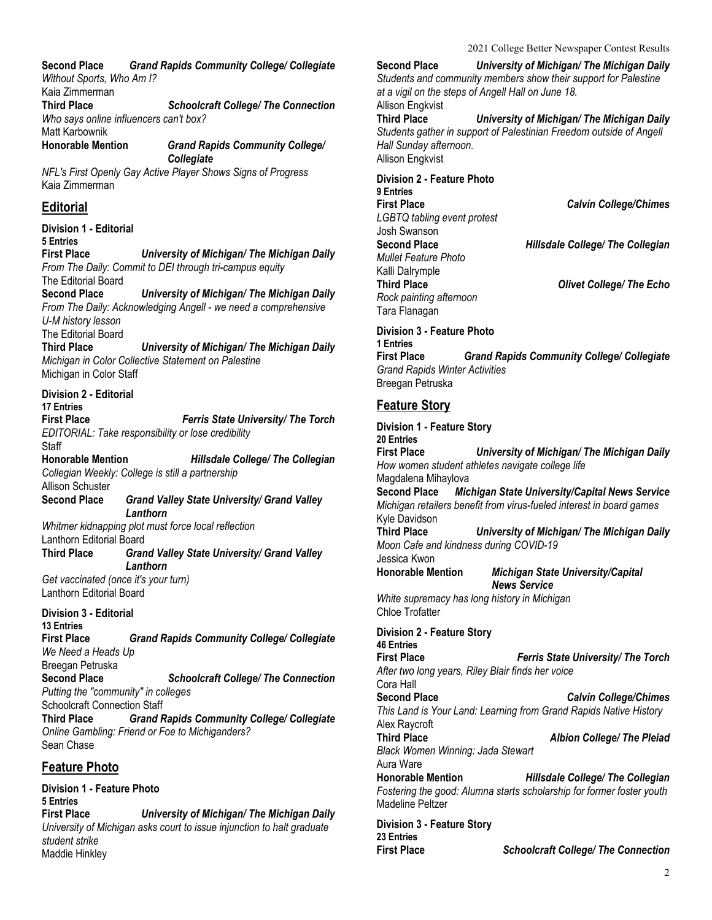**Second Place** ***Grand Rapids Community College/ Collegiate***
*Without Sports, Who Am I?*
Kaia Zimmerman
**Third Place** ***Schoolcraft College/ The Connection***
*Who says online influencers can't box?*
Matt Karbownik
**Honorable Mention** ***Grand Rapids Community College/ Collegiate***
*NFL's First Openly Gay Active Player Shows Signs of Progress*
Kaia Zimmerman

## Editorial

**Division 1 - Editorial**
**5 Entries**
**First Place** ***University of Michigan/ The Michigan Daily***
*From The Daily: Commit to DEI through tri-campus equity*
The Editorial Board
**Second Place** ***University of Michigan/ The Michigan Daily***
*From The Daily: Acknowledging Angell - we need a comprehensive U-M history lesson*
The Editorial Board
**Third Place** ***University of Michigan/ The Michigan Daily***
*Michigan in Color Collective Statement on Palestine*
Michigan in Color Staff

**Division 2 - Editorial**
**17 Entries**
**First Place** ***Ferris State University/ The Torch***
*EDITORIAL: Take responsibility or lose credibility*
Staff
**Honorable Mention** ***Hillsdale College/ The Collegian***
*Collegian Weekly: College is still a partnership*
Allison Schuster
**Second Place** ***Grand Valley State University/ Grand Valley Lanthorn***
*Whitmer kidnapping plot must force local reflection*
Lanthorn Editorial Board
**Third Place** ***Grand Valley State University/ Grand Valley Lanthorn***
*Get vaccinated (once it's your turn)*
Lanthorn Editorial Board

**Division 3 - Editorial**
**13 Entries**
**First Place** ***Grand Rapids Community College/ Collegiate***
*We Need a Heads Up*
Breegan Petruska
**Second Place** ***Schoolcraft College/ The Connection***
*Putting the "community" in colleges*
Schoolcraft Connection Staff
**Third Place** ***Grand Rapids Community College/ Collegiate***
*Online Gambling: Friend or Foe to Michiganders?*
Sean Chase

## Feature Photo

**Division 1 - Feature Photo**
**5 Entries**
**First Place** ***University of Michigan/ The Michigan Daily***
*University of Michigan asks court to issue injunction to halt graduate student strike*
Maddie Hinkley
**Second Place** ***University of Michigan/ The Michigan Daily***
*Students and community members show their support for Palestine at a vigil on the steps of Angell Hall on June 18.*
Allison Engkvist
**Third Place** ***University of Michigan/ The Michigan Daily***
*Students gather in support of Palestinian Freedom outside of Angell Hall Sunday afternoon.*
Allison Engkvist

**Division 2 - Feature Photo**
**9 Entries**
**First Place** ***Calvin College/Chimes***
*LGBTQ tabling event protest*
Josh Swanson
**Second Place** ***Hillsdale College/ The Collegian***
*Mullet Feature Photo*
Kalli Dalrymple
**Third Place** ***Olivet College/ The Echo***
*Rock painting afternoon*
Tara Flanagan

**Division 3 - Feature Photo**
**1 Entries**
**First Place** ***Grand Rapids Community College/ Collegiate***
*Grand Rapids Winter Activities*
Breegan Petruska

## Feature Story

**Division 1 - Feature Story**
**20 Entries**
**First Place** ***University of Michigan/ The Michigan Daily***
*How women student athletes navigate college life*
Magdalena Mihaylova
**Second Place** ***Michigan State University/Capital News Service***
*Michigan retailers benefit from virus-fueled interest in board games*
Kyle Davidson
**Third Place** ***University of Michigan/ The Michigan Daily***
*Moon Cafe and kindness during COVID-19*
Jessica Kwon
**Honorable Mention** ***Michigan State University/Capital News Service***
*White supremacy has long history in Michigan*
Chloe Trofatter

**Division 2 - Feature Story**
**46 Entries**
**First Place** ***Ferris State University/ The Torch***
*After two long years, Riley Blair finds her voice*
Cora Hall
**Second Place** ***Calvin College/Chimes***
*This Land is Your Land: Learning from Grand Rapids Native History*
Alex Raycroft
**Third Place** ***Albion College/ The Pleiad***
*Black Women Winning: Jada Stewart*
Aura Ware
**Honorable Mention** ***Hillsdale College/ The Collegian***
*Fostering the good: Alumna starts scholarship for former foster youth*
Madeline Peltzer

**Division 3 - Feature Story**
**23 Entries**
**First Place** ***Schoolcraft College/ The Connection***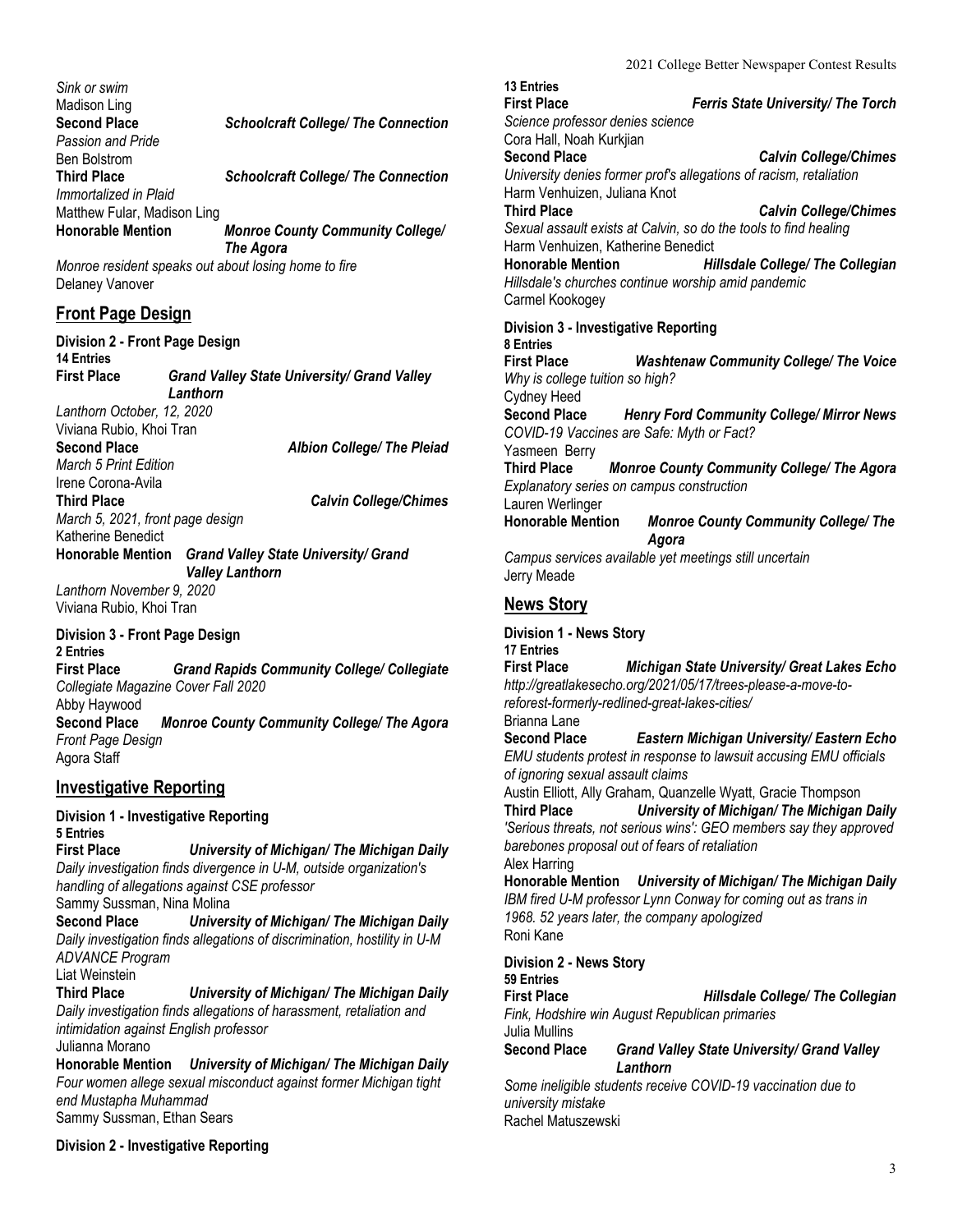*Sink or swim*
Madison Ling
**Second Place** ***Schoolcraft College/ The Connection***
*Passion and Pride*
Ben Bolstrom
**Third Place** ***Schoolcraft College/ The Connection***
*Immortalized in Plaid*
Matthew Fular, Madison Ling
**Honorable Mention** ***Monroe County Community College/ The Agora***
*Monroe resident speaks out about losing home to fire*
Delaney Vanover

## Front Page Design

**Division 2 - Front Page Design**
**14 Entries**
**First Place** ***Grand Valley State University/ Grand Valley Lanthorn***
*Lanthorn October, 12, 2020*
Viviana Rubio, Khoi Tran
**Second Place** ***Albion College/ The Pleiad***
*March 5 Print Edition*
Irene Corona-Avila
**Third Place** ***Calvin College/Chimes***
*March 5, 2021, front page design*
Katherine Benedict
**Honorable Mention** ***Grand Valley State University/ Grand Valley Lanthorn***
*Lanthorn November 9, 2020*
Viviana Rubio, Khoi Tran

**Division 3 - Front Page Design**
**2 Entries**
**First Place** ***Grand Rapids Community College/ Collegiate***
*Collegiate Magazine Cover Fall 2020*
Abby Haywood
**Second Place** ***Monroe County Community College/ The Agora***
*Front Page Design*
Agora Staff

## Investigative Reporting

**Division 1 - Investigative Reporting**
**5 Entries**
**First Place** ***University of Michigan/ The Michigan Daily***
*Daily investigation finds divergence in U-M, outside organization's handling of allegations against CSE professor*
Sammy Sussman, Nina Molina
**Second Place** ***University of Michigan/ The Michigan Daily***
*Daily investigation finds allegations of discrimination, hostility in U-M ADVANCE Program*
Liat Weinstein
**Third Place** ***University of Michigan/ The Michigan Daily***
*Daily investigation finds allegations of harassment, retaliation and intimidation against English professor*
Julianna Morano
**Honorable Mention** ***University of Michigan/ The Michigan Daily***
*Four women allege sexual misconduct against former Michigan tight end Mustapha Muhammad*
Sammy Sussman, Ethan Sears

**Division 2 - Investigative Reporting**
**13 Entries**
**First Place** ***Ferris State University/ The Torch***
*Science professor denies science*
Cora Hall, Noah Kurkjian
**Second Place** ***Calvin College/Chimes***
*University denies former prof's allegations of racism, retaliation*
Harm Venhuizen, Juliana Knot
**Third Place** ***Calvin College/Chimes***
*Sexual assault exists at Calvin, so do the tools to find healing*
Harm Venhuizen, Katherine Benedict
**Honorable Mention** ***Hillsdale College/ The Collegian***
*Hillsdale's churches continue worship amid pandemic*
Carmel Kookogey

**Division 3 - Investigative Reporting**
**8 Entries**
**First Place** ***Washtenaw Community College/ The Voice***
*Why is college tuition so high?*
Cydney Heed
**Second Place** ***Henry Ford Community College/ Mirror News***
*COVID-19 Vaccines are Safe: Myth or Fact?*
Yasmeen Berry
**Third Place** ***Monroe County Community College/ The Agora***
*Explanatory series on campus construction*
Lauren Werlinger
**Honorable Mention** ***Monroe County Community College/ The Agora***
*Campus services available yet meetings still uncertain*
Jerry Meade

## News Story

**Division 1 - News Story**
**17 Entries**
**First Place** ***Michigan State University/ Great Lakes Echo***
*http://greatlakesecho.org/2021/05/17/trees-please-a-move-to-reforest-formerly-redlined-great-lakes-cities/*
Brianna Lane
**Second Place** ***Eastern Michigan University/ Eastern Echo***
*EMU students protest in response to lawsuit accusing EMU officials of ignoring sexual assault claims*
Austin Elliott, Ally Graham, Quanzelle Wyatt, Gracie Thompson
**Third Place** ***University of Michigan/ The Michigan Daily***
*'Serious threats, not serious wins': GEO members say they approved barebones proposal out of fears of retaliation*
Alex Harring
**Honorable Mention** ***University of Michigan/ The Michigan Daily***
*IBM fired U-M professor Lynn Conway for coming out as trans in 1968. 52 years later, the company apologized*
Roni Kane

**Division 2 - News Story**
**59 Entries**
**First Place** ***Hillsdale College/ The Collegian***
*Fink, Hodshire win August Republican primaries*
Julia Mullins
**Second Place** ***Grand Valley State University/ Grand Valley Lanthorn***
*Some ineligible students receive COVID-19 vaccination due to university mistake*
Rachel Matuszewski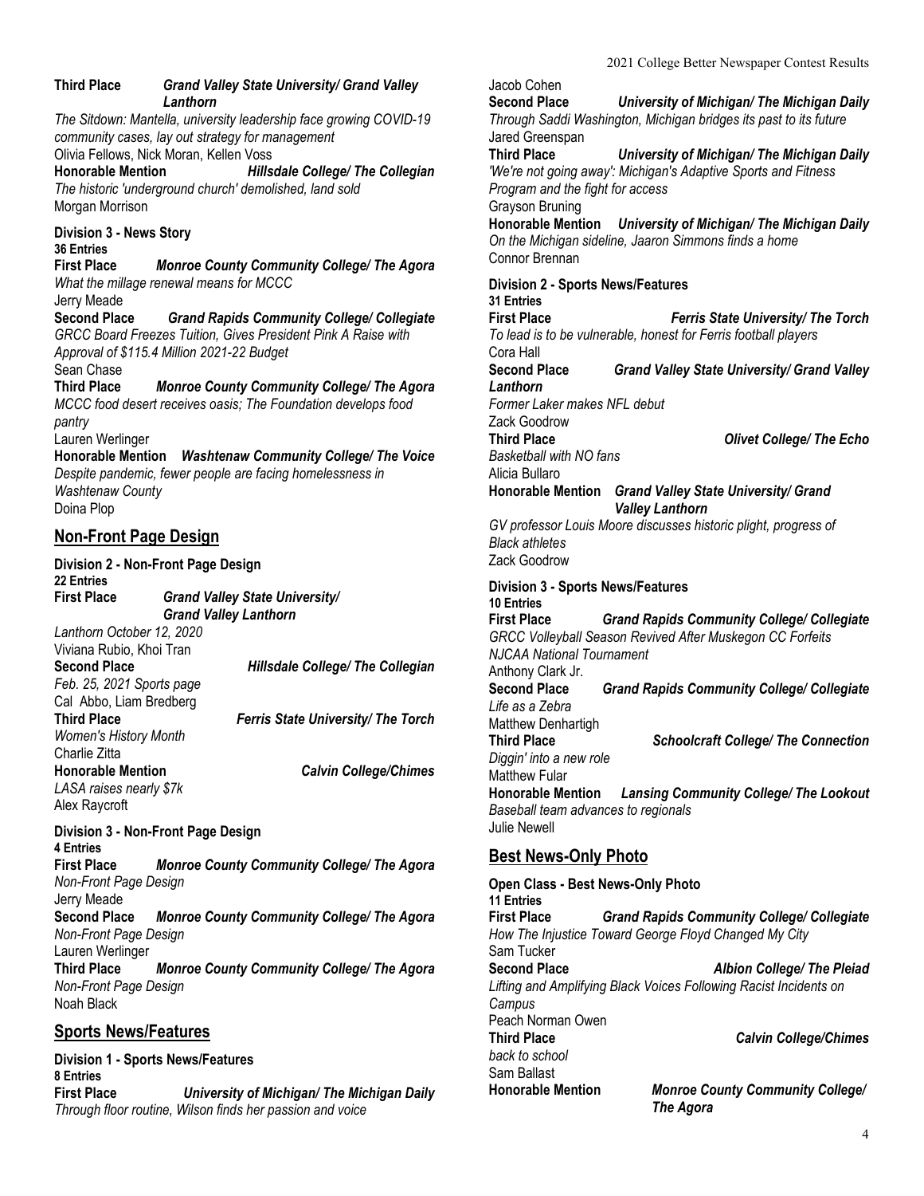**Third Place** ***Grand Valley State University/ Grand Valley Lanthorn***
*The Sitdown: Mantella, university leadership face growing COVID-19 community cases, lay out strategy for management*
Olivia Fellows, Nick Moran, Kellen Voss
**Honorable Mention** ***Hillsdale College/ The Collegian***
*The historic 'underground church' demolished, land sold*
Morgan Morrison

**Division 3 - News Story**
**36 Entries**
**First Place** ***Monroe County Community College/ The Agora***
*What the millage renewal means for MCCC*
Jerry Meade
**Second Place** ***Grand Rapids Community College/ Collegiate***
*GRCC Board Freezes Tuition, Gives President Pink A Raise with Approval of $115.4 Million 2021-22 Budget*
Sean Chase
**Third Place** ***Monroe County Community College/ The Agora***
*MCCC food desert receives oasis; The Foundation develops food pantry*
Lauren Werlinger
**Honorable Mention** ***Washtenaw Community College/ The Voice***
*Despite pandemic, fewer people are facing homelessness in Washtenaw County*
Doina Plop

## Non-Front Page Design

**Division 2 - Non-Front Page Design**
**22 Entries**
**First Place** ***Grand Valley State University/ Grand Valley Lanthorn***
*Lanthorn October 12, 2020*
Viviana Rubio, Khoi Tran
**Second Place** ***Hillsdale College/ The Collegian***
*Feb. 25, 2021 Sports page*
Cal Abbo, Liam Bredberg
**Third Place** ***Ferris State University/ The Torch***
*Women's History Month*
Charlie Zitta
**Honorable Mention** ***Calvin College/Chimes***
*LASA raises nearly $7k*
Alex Raycroft

**Division 3 - Non-Front Page Design**
**4 Entries**
**First Place** ***Monroe County Community College/ The Agora***
*Non-Front Page Design*
Jerry Meade
**Second Place** ***Monroe County Community College/ The Agora***
*Non-Front Page Design*
Lauren Werlinger
**Third Place** ***Monroe County Community College/ The Agora***
*Non-Front Page Design*
Noah Black

## Sports News/Features

**Division 1 - Sports News/Features**
**8 Entries**
**First Place** ***University of Michigan/ The Michigan Daily***
*Through floor routine, Wilson finds her passion and voice*
Jacob Cohen
**Second Place** ***University of Michigan/ The Michigan Daily***
*Through Saddi Washington, Michigan bridges its past to its future*
Jared Greenspan
**Third Place** ***University of Michigan/ The Michigan Daily***
*'We're not going away': Michigan's Adaptive Sports and Fitness Program and the fight for access*
Grayson Bruning
**Honorable Mention** ***University of Michigan/ The Michigan Daily***
*On the Michigan sideline, Jaaron Simmons finds a home*
Connor Brennan

**Division 2 - Sports News/Features**
**31 Entries**
**First Place** ***Ferris State University/ The Torch***
*To lead is to be vulnerable, honest for Ferris football players*
Cora Hall
**Second Place** ***Grand Valley State University/ Grand Valley Lanthorn***
*Former Laker makes NFL debut*
Zack Goodrow
**Third Place** ***Olivet College/ The Echo***
*Basketball with NO fans*
Alicia Bullaro
**Honorable Mention** ***Grand Valley State University/ Grand Valley Lanthorn***
*GV professor Louis Moore discusses historic plight, progress of Black athletes*
Zack Goodrow

**Division 3 - Sports News/Features**
**10 Entries**
**First Place** ***Grand Rapids Community College/ Collegiate***
*GRCC Volleyball Season Revived After Muskegon CC Forfeits NJCAA National Tournament*
Anthony Clark Jr.
**Second Place** ***Grand Rapids Community College/ Collegiate***
*Life as a Zebra*
Matthew Denhartigh
**Third Place** ***Schoolcraft College/ The Connection***
*Diggin' into a new role*
Matthew Fular
**Honorable Mention** ***Lansing Community College/ The Lookout***
*Baseball team advances to regionals*
Julie Newell

## Best News-Only Photo

**Open Class - Best News-Only Photo**
**11 Entries**
**First Place** ***Grand Rapids Community College/ Collegiate***
*How The Injustice Toward George Floyd Changed My City*
Sam Tucker
**Second Place** ***Albion College/ The Pleiad***
*Lifting and Amplifying Black Voices Following Racist Incidents on Campus*
Peach Norman Owen
**Third Place** ***Calvin College/Chimes***
*back to school*
Sam Ballast
**Honorable Mention** ***Monroe County Community College/ The Agora***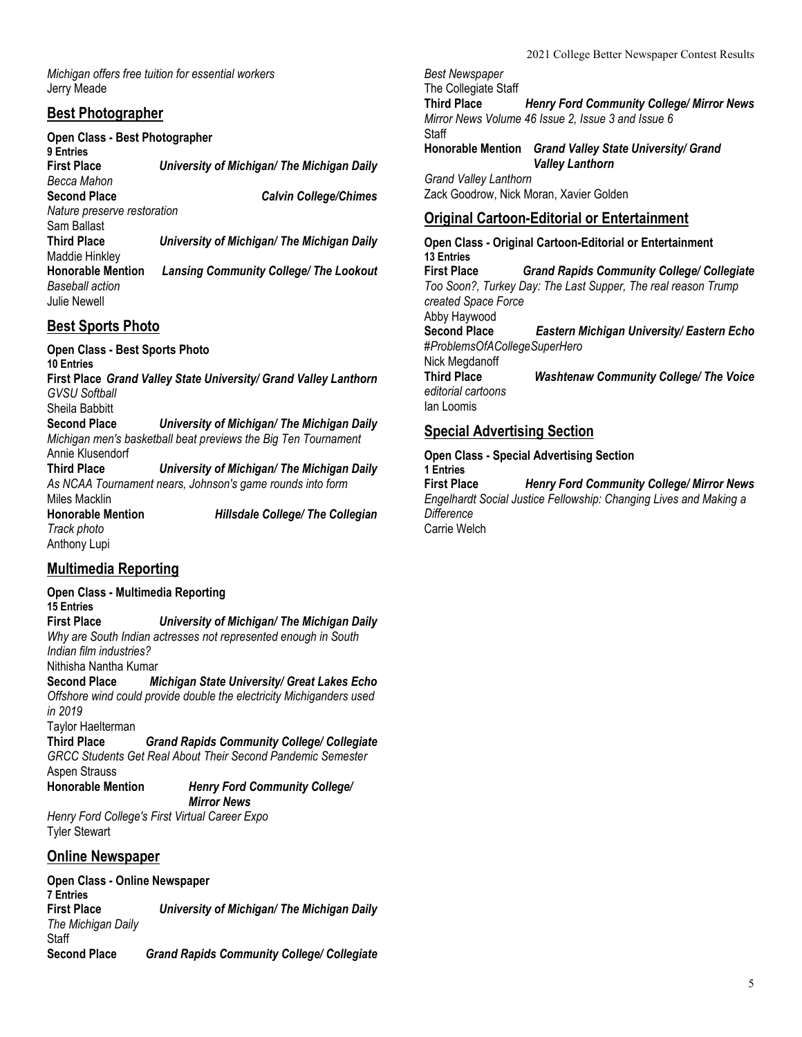*Michigan offers free tuition for essential workers*
Jerry Meade

## Best Photographer

**Open Class - Best Photographer**
**9 Entries**
**First Place** ***University of Michigan/ The Michigan Daily***
*Becca Mahon*
**Second Place** ***Calvin College/Chimes***
*Nature preserve restoration*
Sam Ballast
**Third Place** ***University of Michigan/ The Michigan Daily***
Maddie Hinkley
**Honorable Mention** ***Lansing Community College/ The Lookout***
*Baseball action*
Julie Newell

## Best Sports Photo

**Open Class - Best Sports Photo**
**10 Entries**
**First Place** ***Grand Valley State University/ Grand Valley Lanthorn***
*GVSU Softball*
Sheila Babbitt
**Second Place** ***University of Michigan/ The Michigan Daily***
*Michigan men's basketball beat previews the Big Ten Tournament*
Annie Klusendorf
**Third Place** ***University of Michigan/ The Michigan Daily***
*As NCAA Tournament nears, Johnson's game rounds into form*
Miles Macklin
**Honorable Mention** ***Hillsdale College/ The Collegian***
*Track photo*
Anthony Lupi

## Multimedia Reporting

**Open Class - Multimedia Reporting**
**15 Entries**
**First Place** ***University of Michigan/ The Michigan Daily***
*Why are South Indian actresses not represented enough in South Indian film industries?*
Nithisha Nantha Kumar
**Second Place** ***Michigan State University/ Great Lakes Echo***
*Offshore wind could provide double the electricity Michiganders used in 2019*
Taylor Haelterman
**Third Place** ***Grand Rapids Community College/ Collegiate***
*GRCC Students Get Real About Their Second Pandemic Semester*
Aspen Strauss
**Honorable Mention** ***Henry Ford Community College/ Mirror News***
*Henry Ford College's First Virtual Career Expo*
Tyler Stewart

## Online Newspaper

**Open Class - Online Newspaper**
**7 Entries**
**First Place** ***University of Michigan/ The Michigan Daily***
*The Michigan Daily*
Staff
**Second Place** ***Grand Rapids Community College/ Collegiate***
*Best Newspaper*
The Collegiate Staff
**Third Place** ***Henry Ford Community College/ Mirror News***
*Mirror News Volume 46 Issue 2, Issue 3 and Issue 6*
Staff
**Honorable Mention** ***Grand Valley State University/ Grand Valley Lanthorn***
*Grand Valley Lanthorn*
Zack Goodrow, Nick Moran, Xavier Golden

## Original Cartoon-Editorial or Entertainment

**Open Class - Original Cartoon-Editorial or Entertainment**
**13 Entries**
**First Place** ***Grand Rapids Community College/ Collegiate***
*Too Soon?, Turkey Day: The Last Supper, The real reason Trump created Space Force*
Abby Haywood
**Second Place** ***Eastern Michigan University/ Eastern Echo***
*#ProblemsOfACollegeSuperHero*
Nick Megdanoff
**Third Place** ***Washtenaw Community College/ The Voice***
*editorial cartoons*
Ian Loomis

## Special Advertising Section

**Open Class - Special Advertising Section**
**1 Entries**
**First Place** ***Henry Ford Community College/ Mirror News***
*Engelhardt Social Justice Fellowship: Changing Lives and Making a Difference*
Carrie Welch